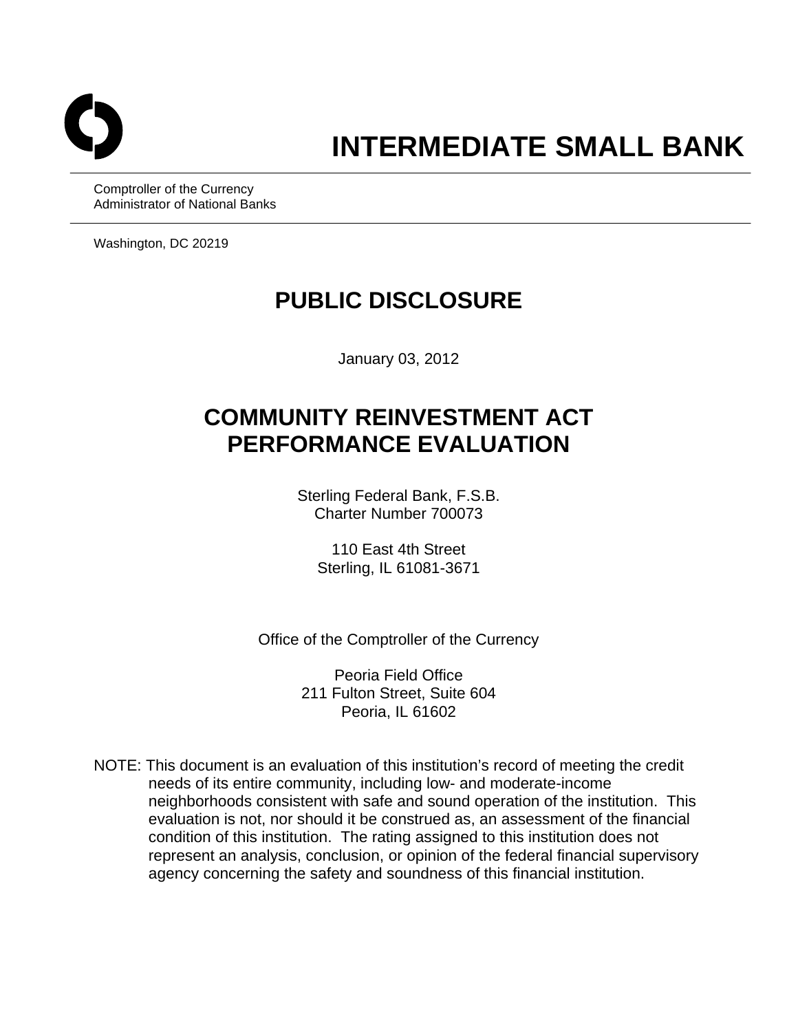# INTERMEDIATE SMALL BANK

Comptroller of the Currency
Administrator of National Banks

Washington, DC 20219

## PUBLIC DISCLOSURE

January 03, 2012

## COMMUNITY REINVESTMENT ACT PERFORMANCE EVALUATION

Sterling Federal Bank, F.S.B.
Charter Number 700073

110 East 4th Street
Sterling, IL 61081-3671

Office of the Comptroller of the Currency

Peoria Field Office
211 Fulton Street, Suite 604
Peoria, IL 61602

NOTE: This document is an evaluation of this institution's record of meeting the credit needs of its entire community, including low- and moderate-income neighborhoods consistent with safe and sound operation of the institution. This evaluation is not, nor should it be construed as, an assessment of the financial condition of this institution. The rating assigned to this institution does not represent an analysis, conclusion, or opinion of the federal financial supervisory agency concerning the safety and soundness of this financial institution.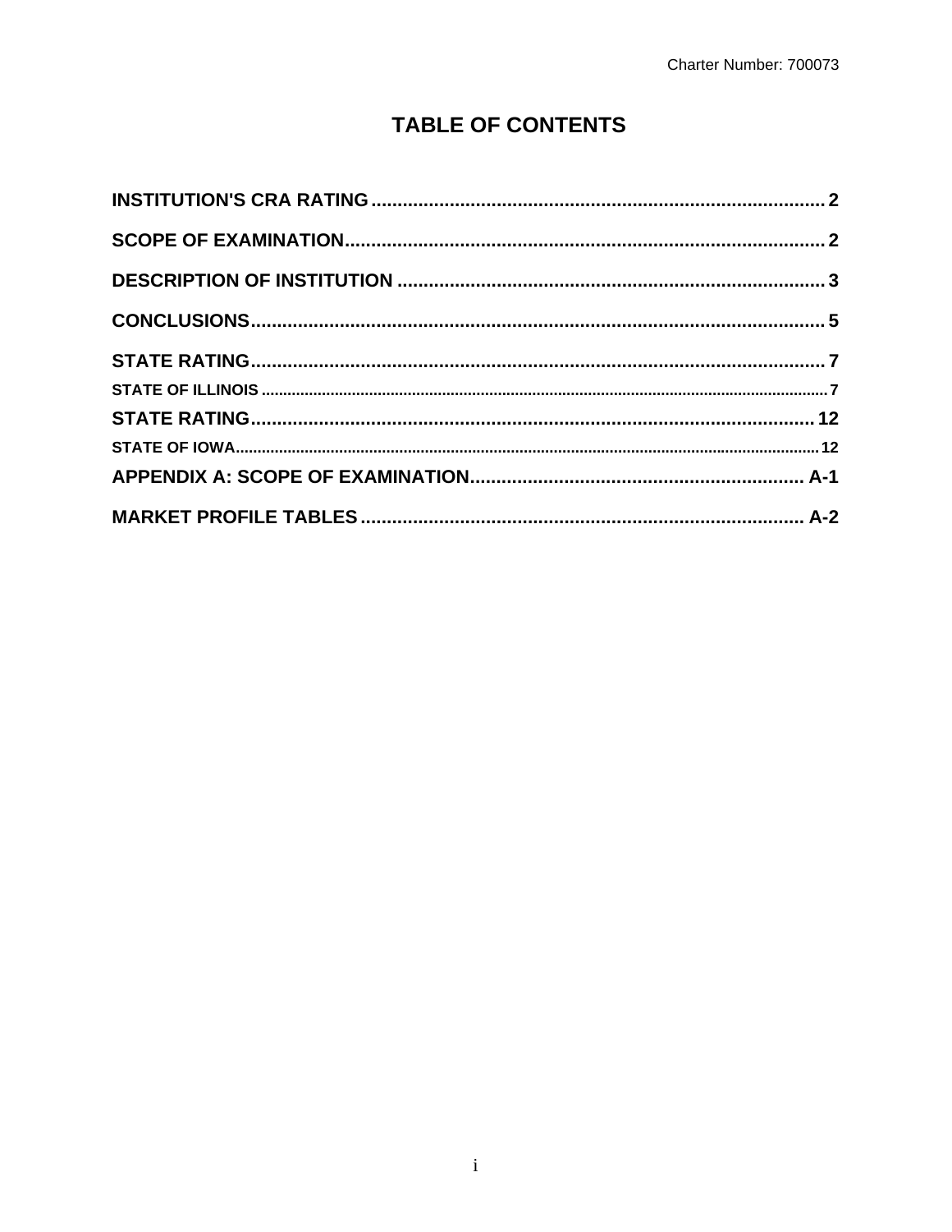# TABLE OF CONTENTS

**INSTITUTION'S CRA RATING** .......... 2

**SCOPE OF EXAMINATION** .......... 2

**DESCRIPTION OF INSTITUTION** .......... 3

**CONCLUSIONS** .......... 5

**STATE RATING** .......... 7

STATE OF ILLINOIS .......... 7

**STATE RATING** .......... 12

STATE OF IOWA .......... 12

**APPENDIX A: SCOPE OF EXAMINATION** .......... A-1

**MARKET PROFILE TABLES** .......... A-2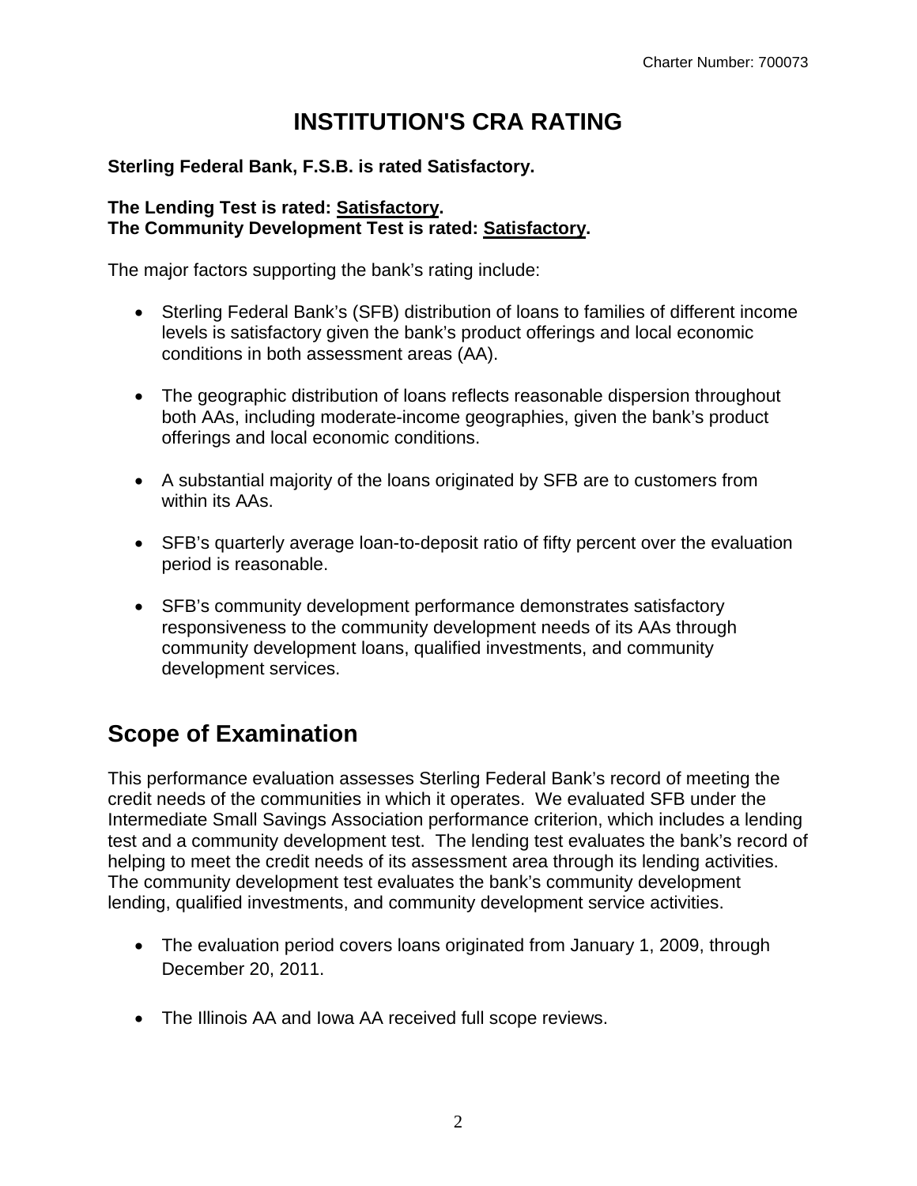# INSTITUTION'S CRA RATING

**Sterling Federal Bank, F.S.B. is rated Satisfactory.**

**The Lending Test is rated: <u>Satisfactory</u>.**
**The Community Development Test is rated: <u>Satisfactory</u>.**

The major factors supporting the bank's rating include:

- Sterling Federal Bank's (SFB) distribution of loans to families of different income levels is satisfactory given the bank's product offerings and local economic conditions in both assessment areas (AA).

- The geographic distribution of loans reflects reasonable dispersion throughout both AAs, including moderate-income geographies, given the bank's product offerings and local economic conditions.

- A substantial majority of the loans originated by SFB are to customers from within its AAs.

- SFB's quarterly average loan-to-deposit ratio of fifty percent over the evaluation period is reasonable.

- SFB's community development performance demonstrates satisfactory responsiveness to the community development needs of its AAs through community development loans, qualified investments, and community development services.

## Scope of Examination

This performance evaluation assesses Sterling Federal Bank's record of meeting the credit needs of the communities in which it operates. We evaluated SFB under the Intermediate Small Savings Association performance criterion, which includes a lending test and a community development test. The lending test evaluates the bank's record of helping to meet the credit needs of its assessment area through its lending activities. The community development test evaluates the bank's community development lending, qualified investments, and community development service activities.

- The evaluation period covers loans originated from January 1, 2009, through December 20, 2011.

- The Illinois AA and Iowa AA received full scope reviews.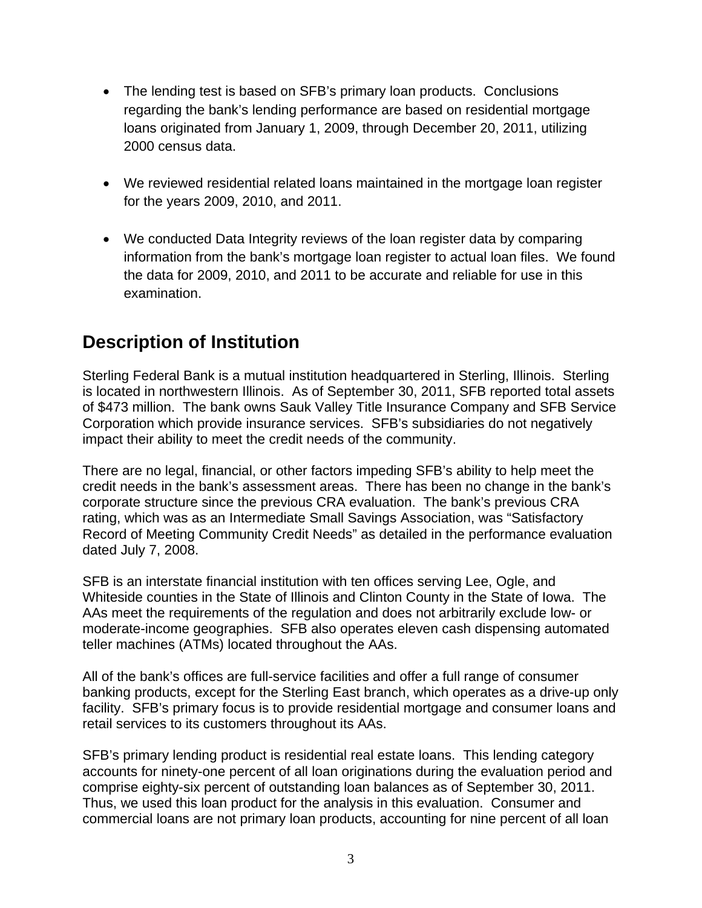- The lending test is based on SFB's primary loan products. Conclusions regarding the bank's lending performance are based on residential mortgage loans originated from January 1, 2009, through December 20, 2011, utilizing 2000 census data.

- We reviewed residential related loans maintained in the mortgage loan register for the years 2009, 2010, and 2011.

- We conducted Data Integrity reviews of the loan register data by comparing information from the bank's mortgage loan register to actual loan files. We found the data for 2009, 2010, and 2011 to be accurate and reliable for use in this examination.

## Description of Institution

Sterling Federal Bank is a mutual institution headquartered in Sterling, Illinois. Sterling is located in northwestern Illinois. As of September 30, 2011, SFB reported total assets of $473 million. The bank owns Sauk Valley Title Insurance Company and SFB Service Corporation which provide insurance services. SFB's subsidiaries do not negatively impact their ability to meet the credit needs of the community.

There are no legal, financial, or other factors impeding SFB's ability to help meet the credit needs in the bank's assessment areas. There has been no change in the bank's corporate structure since the previous CRA evaluation. The bank's previous CRA rating, which was as an Intermediate Small Savings Association, was "Satisfactory Record of Meeting Community Credit Needs" as detailed in the performance evaluation dated July 7, 2008.

SFB is an interstate financial institution with ten offices serving Lee, Ogle, and Whiteside counties in the State of Illinois and Clinton County in the State of Iowa. The AAs meet the requirements of the regulation and does not arbitrarily exclude low- or moderate-income geographies. SFB also operates eleven cash dispensing automated teller machines (ATMs) located throughout the AAs.

All of the bank's offices are full-service facilities and offer a full range of consumer banking products, except for the Sterling East branch, which operates as a drive-up only facility. SFB's primary focus is to provide residential mortgage and consumer loans and retail services to its customers throughout its AAs.

SFB's primary lending product is residential real estate loans. This lending category accounts for ninety-one percent of all loan originations during the evaluation period and comprise eighty-six percent of outstanding loan balances as of September 30, 2011. Thus, we used this loan product for the analysis in this evaluation. Consumer and commercial loans are not primary loan products, accounting for nine percent of all loan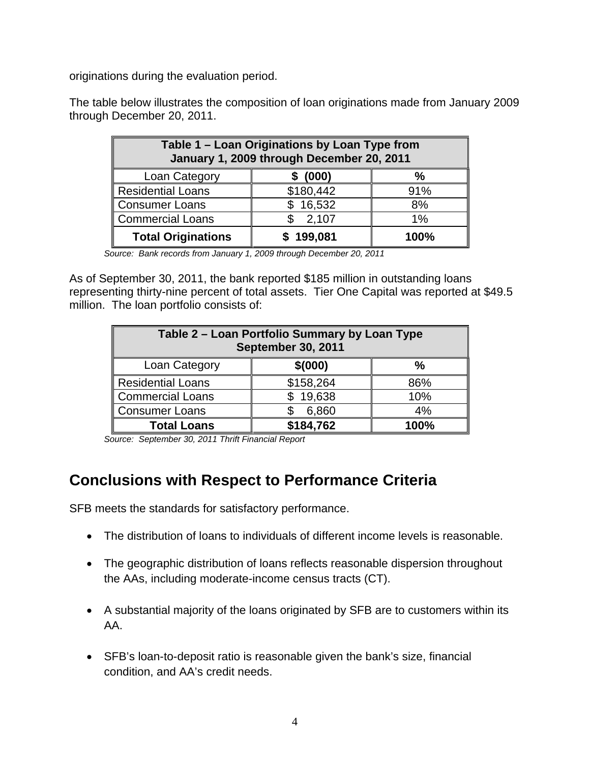originations during the evaluation period.

The table below illustrates the composition of loan originations made from January 2009 through December 20, 2011.

| Table 1 – Loan Originations by Loan Type from January 1, 2009 through December 20, 2011 | | |
|---|---|---|
| Loan Category | **$ (000)** | **%** |
| Residential Loans | $180,442 | 91% |
| Consumer Loans | $ 16,532 | 8% |
| Commercial Loans | $ 2,107 | 1% |
| **Total Originations** | **$ 199,081** | **100%** |

*Source: Bank records from January 1, 2009 through December 20, 2011*

As of September 30, 2011, the bank reported $185 million in outstanding loans representing thirty-nine percent of total assets. Tier One Capital was reported at $49.5 million. The loan portfolio consists of:

| Table 2 – Loan Portfolio Summary by Loan Type September 30, 2011 | | |
|---|---|---|
| Loan Category | **$(000)** | **%** |
| Residential Loans | $158,264 | 86% |
| Commercial Loans | $ 19,638 | 10% |
| Consumer Loans | $ 6,860 | 4% |
| **Total Loans** | **$184,762** | **100%** |

*Source: September 30, 2011 Thrift Financial Report*

## Conclusions with Respect to Performance Criteria

SFB meets the standards for satisfactory performance.

- The distribution of loans to individuals of different income levels is reasonable.
- The geographic distribution of loans reflects reasonable dispersion throughout the AAs, including moderate-income census tracts (CT).
- A substantial majority of the loans originated by SFB are to customers within its AA.
- SFB's loan-to-deposit ratio is reasonable given the bank's size, financial condition, and AA's credit needs.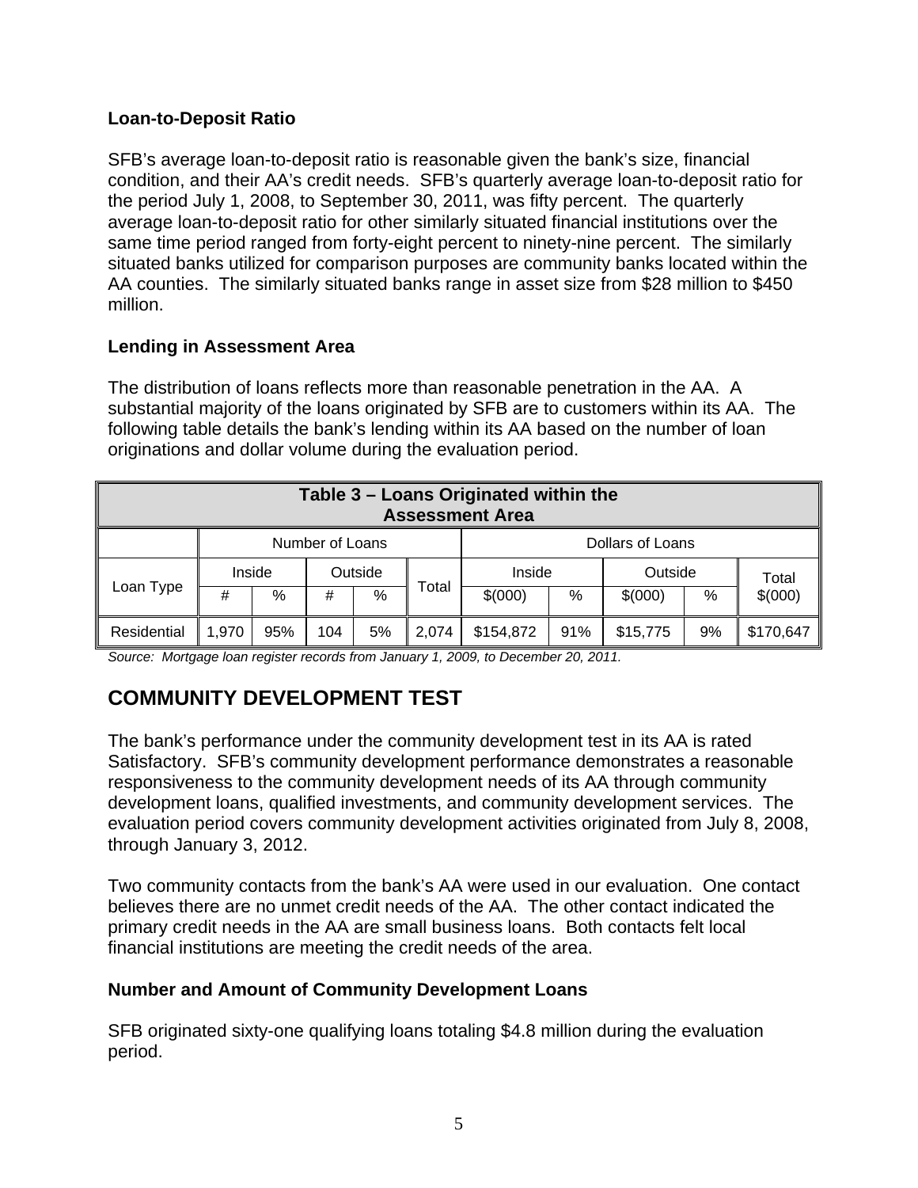### Loan-to-Deposit Ratio

SFB's average loan-to-deposit ratio is reasonable given the bank's size, financial condition, and their AA's credit needs. SFB's quarterly average loan-to-deposit ratio for the period July 1, 2008, to September 30, 2011, was fifty percent. The quarterly average loan-to-deposit ratio for other similarly situated financial institutions over the same time period ranged from forty-eight percent to ninety-nine percent. The similarly situated banks utilized for comparison purposes are community banks located within the AA counties. The similarly situated banks range in asset size from $28 million to $450 million.

### Lending in Assessment Area

The distribution of loans reflects more than reasonable penetration in the AA. A substantial majority of the loans originated by SFB are to customers within its AA. The following table details the bank's lending within its AA based on the number of loan originations and dollar volume during the evaluation period.

| Table 3 – Loans Originated within the Assessment Area | | | | | | | | | | |
|---|---|---|---|---|---|---|---|---|---|---|
| | Number of Loans | | | | | Dollars of Loans | | | | |
| Loan Type | Inside | | Outside | | Total | Inside | | Outside | | Total |
| | # | % | # | % | | $(000) | % | $(000) | % | $(000) |
| Residential | 1,970 | 95% | 104 | 5% | 2,074 | $154,872 | 91% | $15,775 | 9% | $170,647 |

*Source: Mortgage loan register records from January 1, 2009, to December 20, 2011.*

## COMMUNITY DEVELOPMENT TEST

The bank's performance under the community development test in its AA is rated Satisfactory. SFB's community development performance demonstrates a reasonable responsiveness to the community development needs of its AA through community development loans, qualified investments, and community development services. The evaluation period covers community development activities originated from July 8, 2008, through January 3, 2012.

Two community contacts from the bank's AA were used in our evaluation. One contact believes there are no unmet credit needs of the AA. The other contact indicated the primary credit needs in the AA are small business loans. Both contacts felt local financial institutions are meeting the credit needs of the area.

### Number and Amount of Community Development Loans

SFB originated sixty-one qualifying loans totaling $4.8 million during the evaluation period.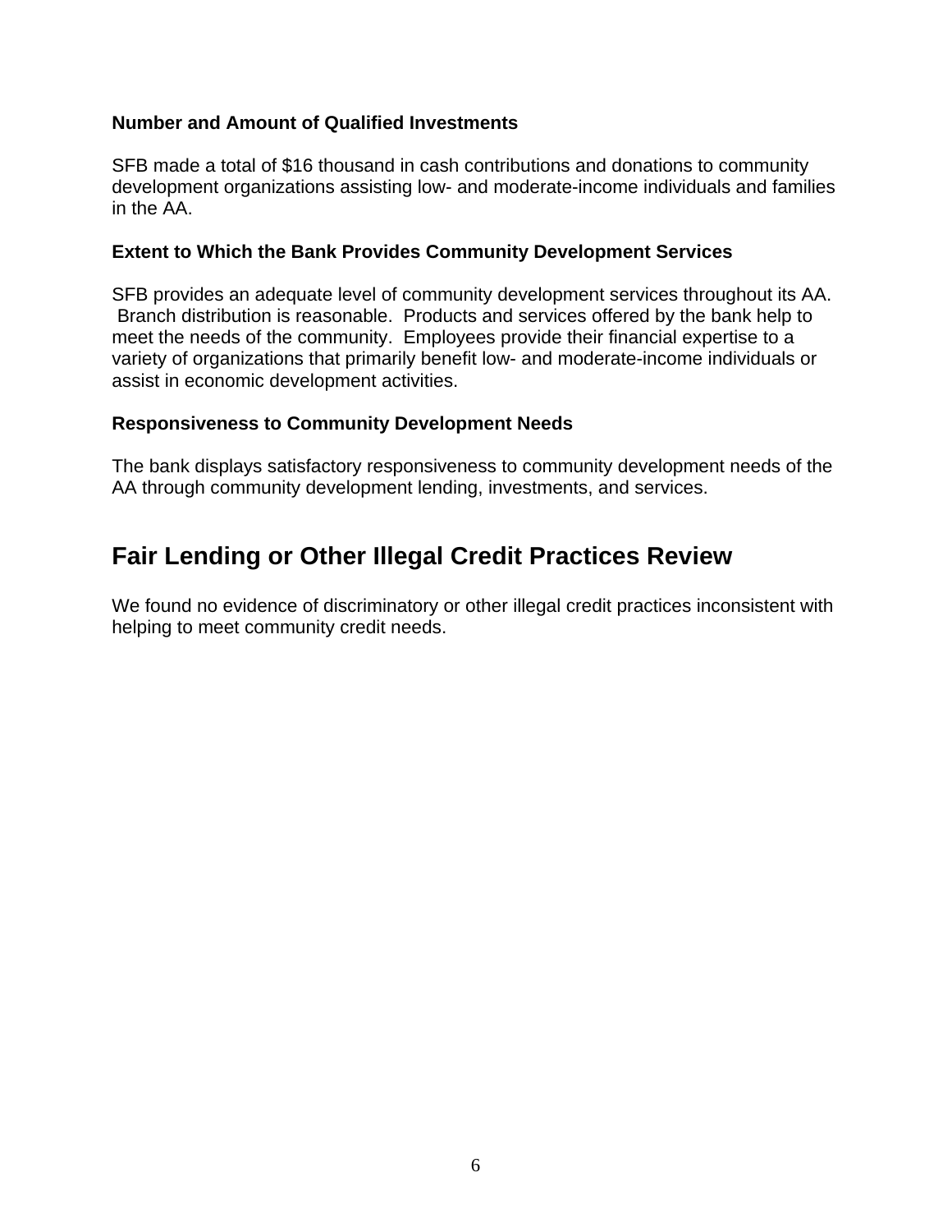### Number and Amount of Qualified Investments

SFB made a total of $16 thousand in cash contributions and donations to community development organizations assisting low- and moderate-income individuals and families in the AA.

### Extent to Which the Bank Provides Community Development Services

SFB provides an adequate level of community development services throughout its AA. Branch distribution is reasonable. Products and services offered by the bank help to meet the needs of the community. Employees provide their financial expertise to a variety of organizations that primarily benefit low- and moderate-income individuals or assist in economic development activities.

### Responsiveness to Community Development Needs

The bank displays satisfactory responsiveness to community development needs of the AA through community development lending, investments, and services.

## Fair Lending or Other Illegal Credit Practices Review

We found no evidence of discriminatory or other illegal credit practices inconsistent with helping to meet community credit needs.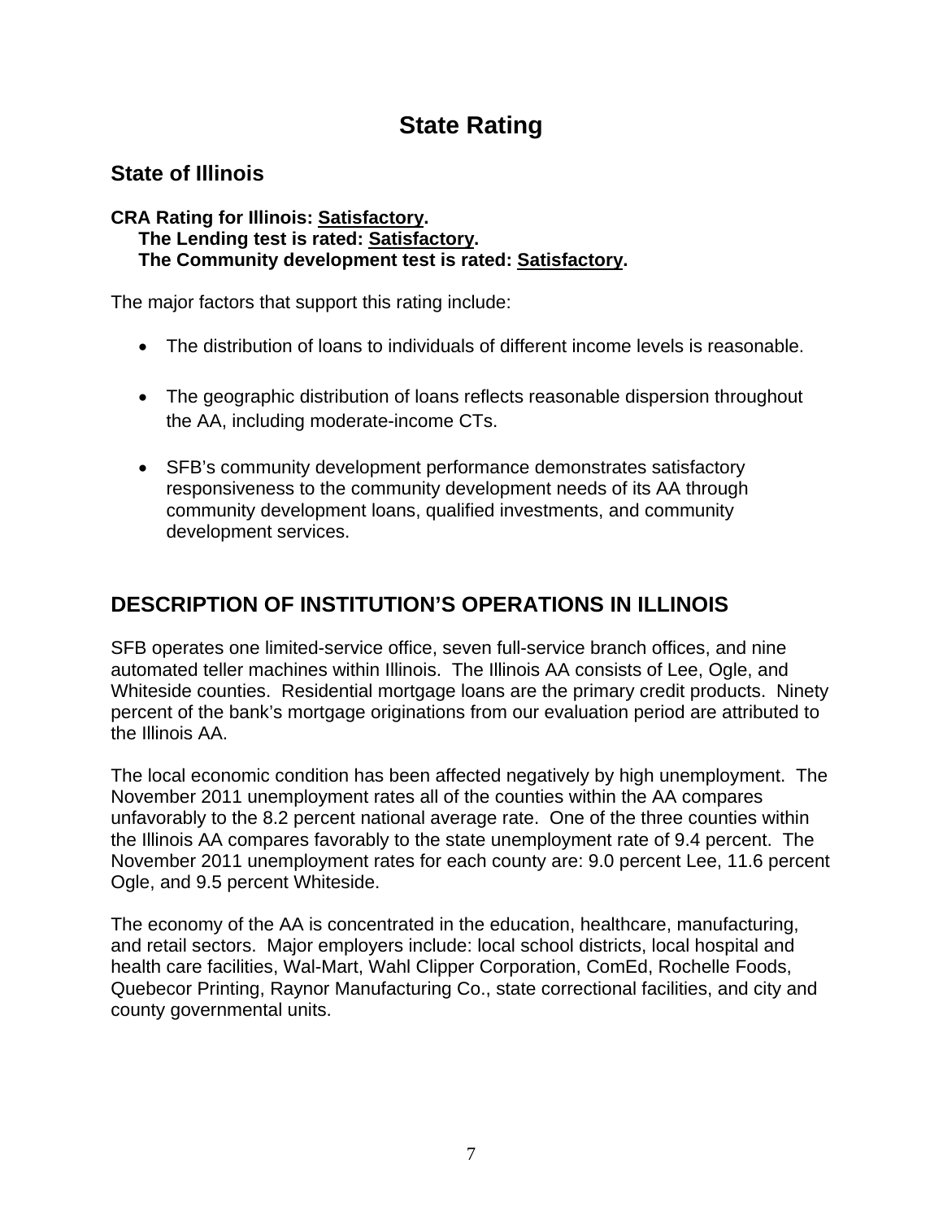# State Rating

## State of Illinois

**CRA Rating for Illinois: Satisfactory.**
**The Lending test is rated: Satisfactory.**
**The Community development test is rated: Satisfactory.**

The major factors that support this rating include:

- The distribution of loans to individuals of different income levels is reasonable.
- The geographic distribution of loans reflects reasonable dispersion throughout the AA, including moderate-income CTs.
- SFB's community development performance demonstrates satisfactory responsiveness to the community development needs of its AA through community development loans, qualified investments, and community development services.

## DESCRIPTION OF INSTITUTION'S OPERATIONS IN ILLINOIS

SFB operates one limited-service office, seven full-service branch offices, and nine automated teller machines within Illinois. The Illinois AA consists of Lee, Ogle, and Whiteside counties. Residential mortgage loans are the primary credit products. Ninety percent of the bank's mortgage originations from our evaluation period are attributed to the Illinois AA.

The local economic condition has been affected negatively by high unemployment. The November 2011 unemployment rates all of the counties within the AA compares unfavorably to the 8.2 percent national average rate. One of the three counties within the Illinois AA compares favorably to the state unemployment rate of 9.4 percent. The November 2011 unemployment rates for each county are: 9.0 percent Lee, 11.6 percent Ogle, and 9.5 percent Whiteside.

The economy of the AA is concentrated in the education, healthcare, manufacturing, and retail sectors. Major employers include: local school districts, local hospital and health care facilities, Wal-Mart, Wahl Clipper Corporation, ComEd, Rochelle Foods, Quebecor Printing, Raynor Manufacturing Co., state correctional facilities, and city and county governmental units.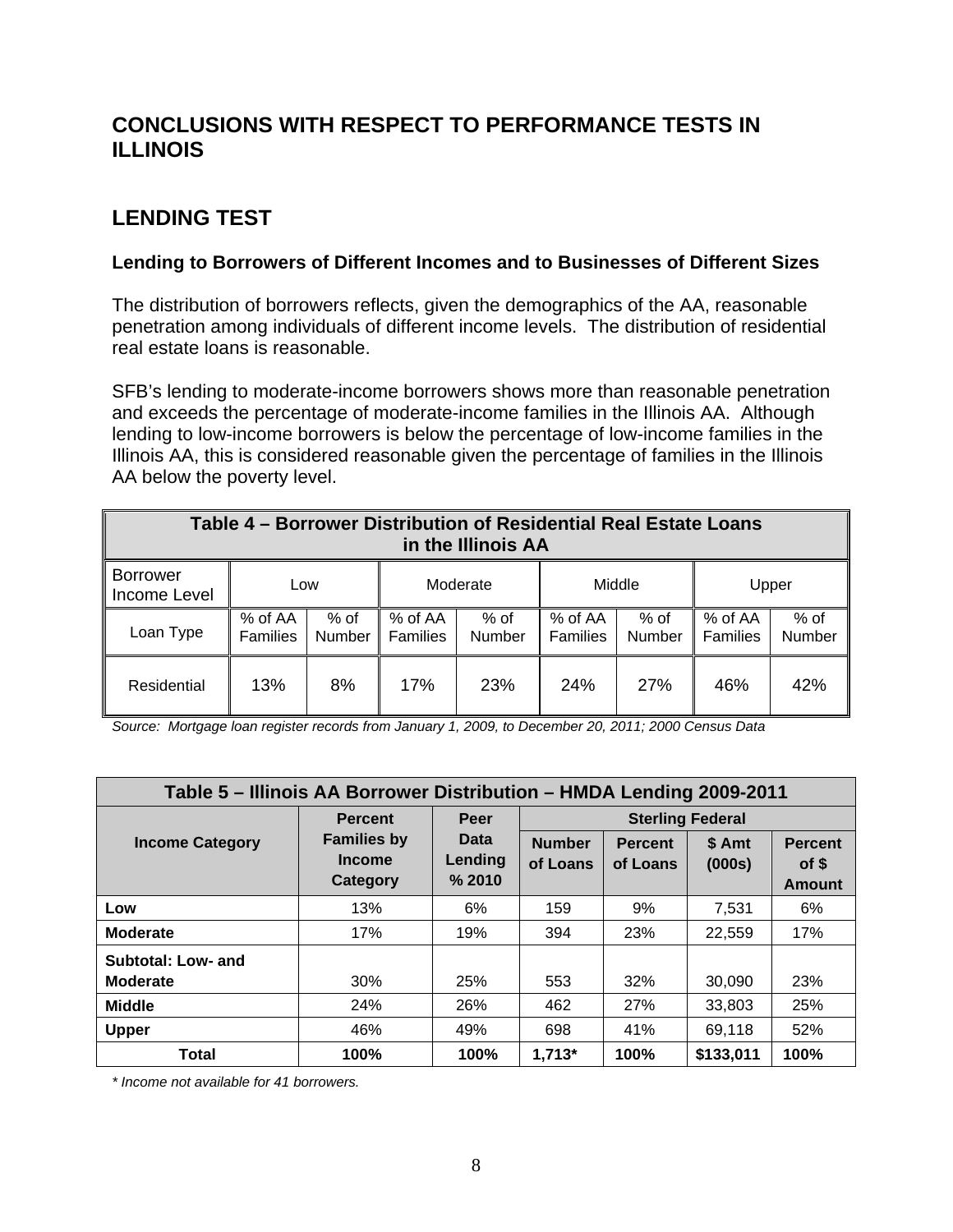# CONCLUSIONS WITH RESPECT TO PERFORMANCE TESTS IN ILLINOIS

## LENDING TEST

### Lending to Borrowers of Different Incomes and to Businesses of Different Sizes

The distribution of borrowers reflects, given the demographics of the AA, reasonable penetration among individuals of different income levels. The distribution of residential real estate loans is reasonable.

SFB's lending to moderate-income borrowers shows more than reasonable penetration and exceeds the percentage of moderate-income families in the Illinois AA. Although lending to low-income borrowers is below the percentage of low-income families in the Illinois AA, this is considered reasonable given the percentage of families in the Illinois AA below the poverty level.

| **Table 4 – Borrower Distribution of Residential Real Estate Loans in the Illinois AA** | | | | | | | | |
|---|---|---|---|---|---|---|---|---|
| Borrower Income Level | Low | | Moderate | | Middle | | Upper | |
| Loan Type | % of AA Families | % of Number | % of AA Families | % of Number | % of AA Families | % of Number | % of AA Families | % of Number |
| Residential | 13% | 8% | 17% | 23% | 24% | 27% | 46% | 42% |

*Source: Mortgage loan register records from January 1, 2009, to December 20, 2011; 2000 Census Data*

| **Table 5 – Illinois AA Borrower Distribution – HMDA Lending 2009-2011** | | | | | | |
|---|---|---|---|---|---|---|
| **Income Category** | **Percent Families by Income Category** | **Peer Data Lending % 2010** | **Sterling Federal** | | | |
| | | | **Number of Loans** | **Percent of Loans** | **$ Amt (000s)** | **Percent of $ Amount** |
| **Low** | 13% | 6% | 159 | 9% | 7,531 | 6% |
| **Moderate** | 17% | 19% | 394 | 23% | 22,559 | 17% |
| **Subtotal: Low- and Moderate** | 30% | 25% | 553 | 32% | 30,090 | 23% |
| **Middle** | 24% | 26% | 462 | 27% | 33,803 | 25% |
| **Upper** | 46% | 49% | 698 | 41% | 69,118 | 52% |
| **Total** | **100%** | **100%** | **1,713*** | **100%** | **$133,011** | **100%** |

*\* Income not available for 41 borrowers.*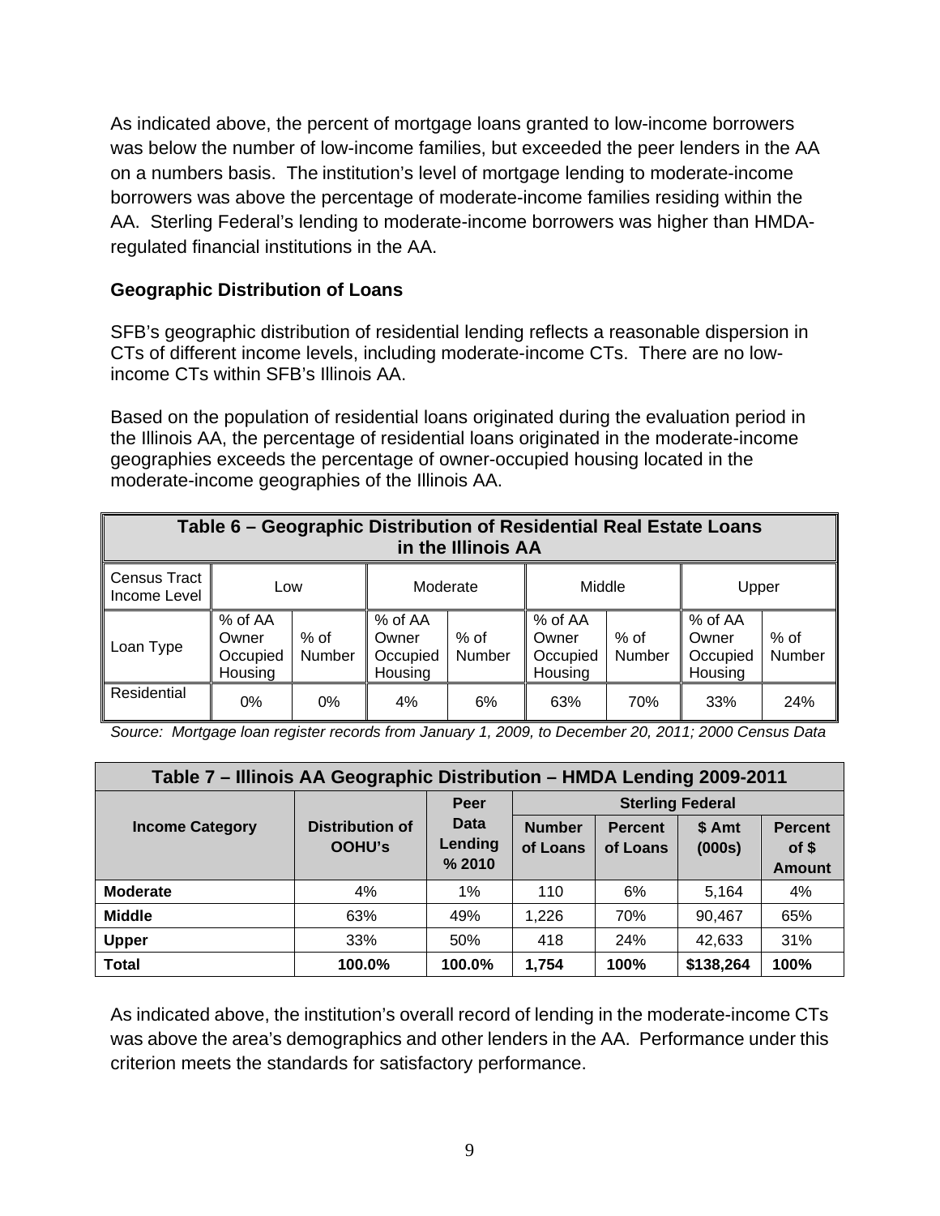As indicated above, the percent of mortgage loans granted to low-income borrowers was below the number of low-income families, but exceeded the peer lenders in the AA on a numbers basis. The institution's level of mortgage lending to moderate-income borrowers was above the percentage of moderate-income families residing within the AA. Sterling Federal's lending to moderate-income borrowers was higher than HMDA-regulated financial institutions in the AA.

**Geographic Distribution of Loans**

SFB's geographic distribution of residential lending reflects a reasonable dispersion in CTs of different income levels, including moderate-income CTs. There are no low-income CTs within SFB's Illinois AA.

Based on the population of residential loans originated during the evaluation period in the Illinois AA, the percentage of residential loans originated in the moderate-income geographies exceeds the percentage of owner-occupied housing located in the moderate-income geographies of the Illinois AA.

| **Table 6 – Geographic Distribution of Residential Real Estate Loans in the Illinois AA** | | | | | | | | |
|---|---|---|---|---|---|---|---|---|
| Census Tract Income Level | Low | | Moderate | | Middle | | Upper | |
| Loan Type | % of AA Owner Occupied Housing | % of Number | % of AA Owner Occupied Housing | % of Number | % of AA Owner Occupied Housing | % of Number | % of AA Owner Occupied Housing | % of Number |
| Residential | 0% | 0% | 4% | 6% | 63% | 70% | 33% | 24% |

*Source: Mortgage loan register records from January 1, 2009, to December 20, 2011; 2000 Census Data*

| **Table 7 – Illinois AA Geographic Distribution – HMDA Lending 2009-2011** | | | | | | |
|---|---|---|---|---|---|---|
| **Income Category** | **Distribution of OOHU's** | **Peer Data Lending % 2010** | **Sterling Federal** | | | |
| | | | **Number of Loans** | **Percent of Loans** | **$ Amt (000s)** | **Percent of $ Amount** |
| **Moderate** | 4% | 1% | 110 | 6% | 5,164 | 4% |
| **Middle** | 63% | 49% | 1,226 | 70% | 90,467 | 65% |
| **Upper** | 33% | 50% | 418 | 24% | 42,633 | 31% |
| **Total** | **100.0%** | **100.0%** | **1,754** | **100%** | **$138,264** | **100%** |

As indicated above, the institution's overall record of lending in the moderate-income CTs was above the area's demographics and other lenders in the AA. Performance under this criterion meets the standards for satisfactory performance.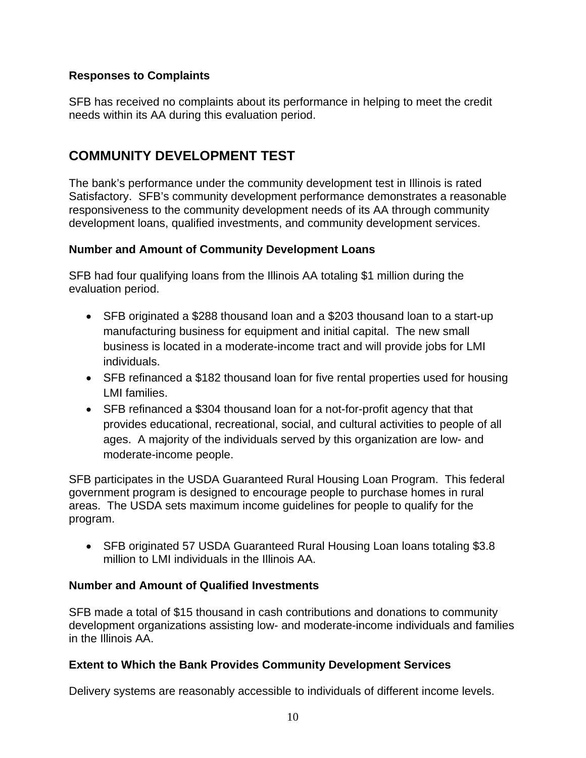### Responses to Complaints

SFB has received no complaints about its performance in helping to meet the credit needs within its AA during this evaluation period.

## COMMUNITY DEVELOPMENT TEST

The bank's performance under the community development test in Illinois is rated Satisfactory. SFB's community development performance demonstrates a reasonable responsiveness to the community development needs of its AA through community development loans, qualified investments, and community development services.

### Number and Amount of Community Development Loans

SFB had four qualifying loans from the Illinois AA totaling $1 million during the evaluation period.

- SFB originated a $288 thousand loan and a $203 thousand loan to a start-up manufacturing business for equipment and initial capital. The new small business is located in a moderate-income tract and will provide jobs for LMI individuals.
- SFB refinanced a $182 thousand loan for five rental properties used for housing LMI families.
- SFB refinanced a $304 thousand loan for a not-for-profit agency that that provides educational, recreational, social, and cultural activities to people of all ages. A majority of the individuals served by this organization are low- and moderate-income people.

SFB participates in the USDA Guaranteed Rural Housing Loan Program. This federal government program is designed to encourage people to purchase homes in rural areas. The USDA sets maximum income guidelines for people to qualify for the program.

- SFB originated 57 USDA Guaranteed Rural Housing Loan loans totaling $3.8 million to LMI individuals in the Illinois AA.

### Number and Amount of Qualified Investments

SFB made a total of $15 thousand in cash contributions and donations to community development organizations assisting low- and moderate-income individuals and families in the Illinois AA.

### Extent to Which the Bank Provides Community Development Services

Delivery systems are reasonably accessible to individuals of different income levels.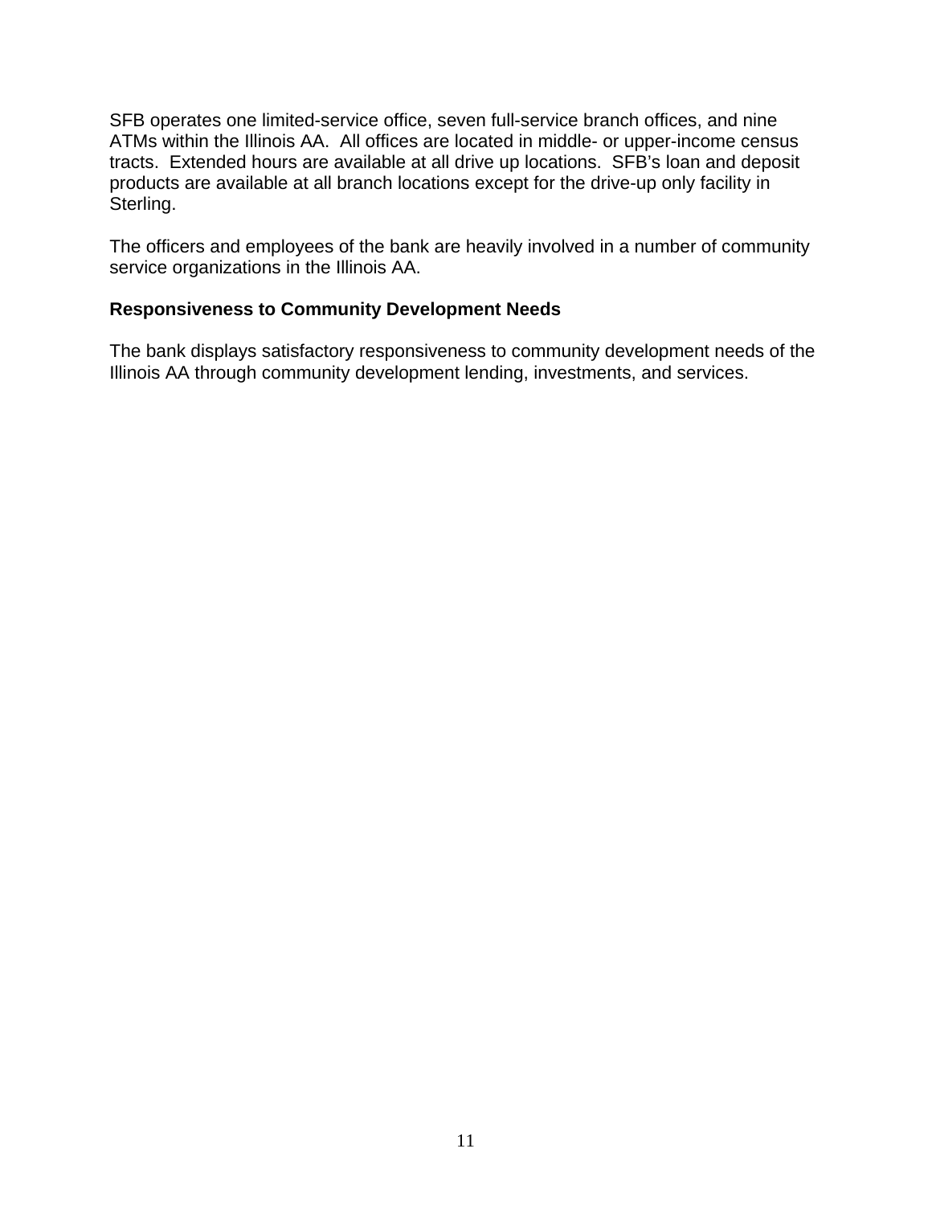SFB operates one limited-service office, seven full-service branch offices, and nine ATMs within the Illinois AA. All offices are located in middle- or upper-income census tracts. Extended hours are available at all drive up locations. SFB's loan and deposit products are available at all branch locations except for the drive-up only facility in Sterling.

The officers and employees of the bank are heavily involved in a number of community service organizations in the Illinois AA.

**Responsiveness to Community Development Needs**

The bank displays satisfactory responsiveness to community development needs of the Illinois AA through community development lending, investments, and services.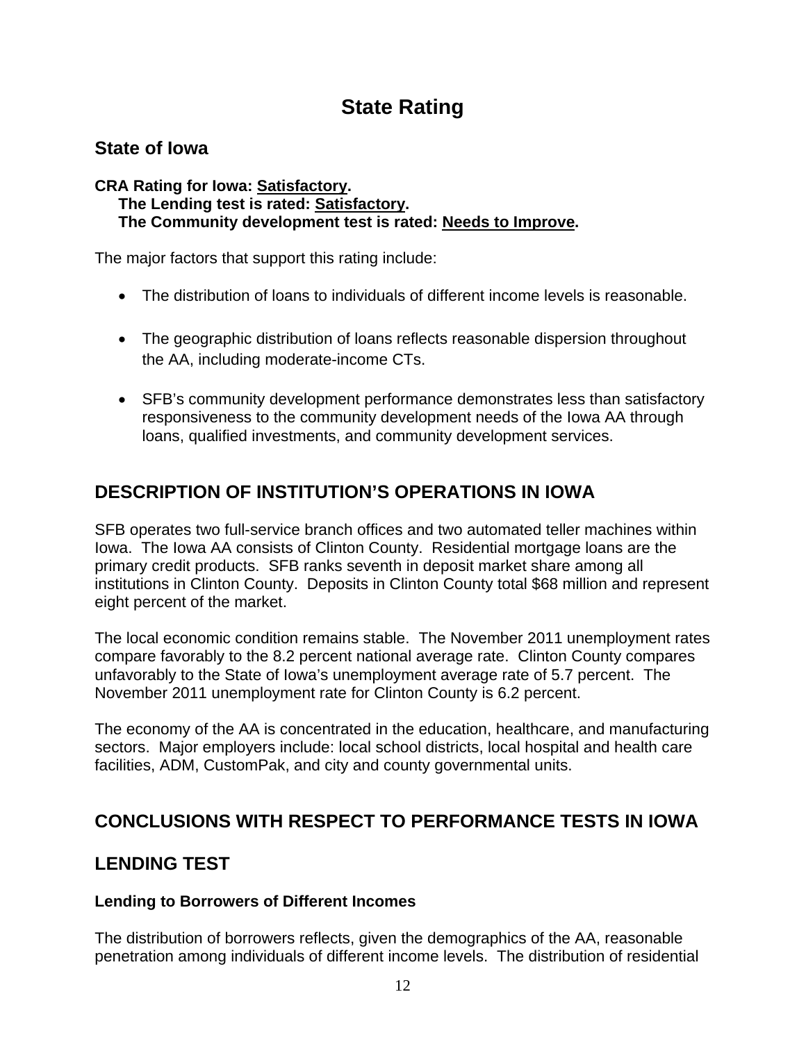# State Rating

## State of Iowa

**CRA Rating for Iowa: Satisfactory.**
**The Lending test is rated: Satisfactory.**
**The Community development test is rated: Needs to Improve.**

The major factors that support this rating include:

- The distribution of loans to individuals of different income levels is reasonable.
- The geographic distribution of loans reflects reasonable dispersion throughout the AA, including moderate-income CTs.
- SFB's community development performance demonstrates less than satisfactory responsiveness to the community development needs of the Iowa AA through loans, qualified investments, and community development services.

## DESCRIPTION OF INSTITUTION'S OPERATIONS IN IOWA

SFB operates two full-service branch offices and two automated teller machines within Iowa. The Iowa AA consists of Clinton County. Residential mortgage loans are the primary credit products. SFB ranks seventh in deposit market share among all institutions in Clinton County. Deposits in Clinton County total $68 million and represent eight percent of the market.

The local economic condition remains stable. The November 2011 unemployment rates compare favorably to the 8.2 percent national average rate. Clinton County compares unfavorably to the State of Iowa's unemployment average rate of 5.7 percent. The November 2011 unemployment rate for Clinton County is 6.2 percent.

The economy of the AA is concentrated in the education, healthcare, and manufacturing sectors. Major employers include: local school districts, local hospital and health care facilities, ADM, CustomPak, and city and county governmental units.

## CONCLUSIONS WITH RESPECT TO PERFORMANCE TESTS IN IOWA

## LENDING TEST

### Lending to Borrowers of Different Incomes

The distribution of borrowers reflects, given the demographics of the AA, reasonable penetration among individuals of different income levels. The distribution of residential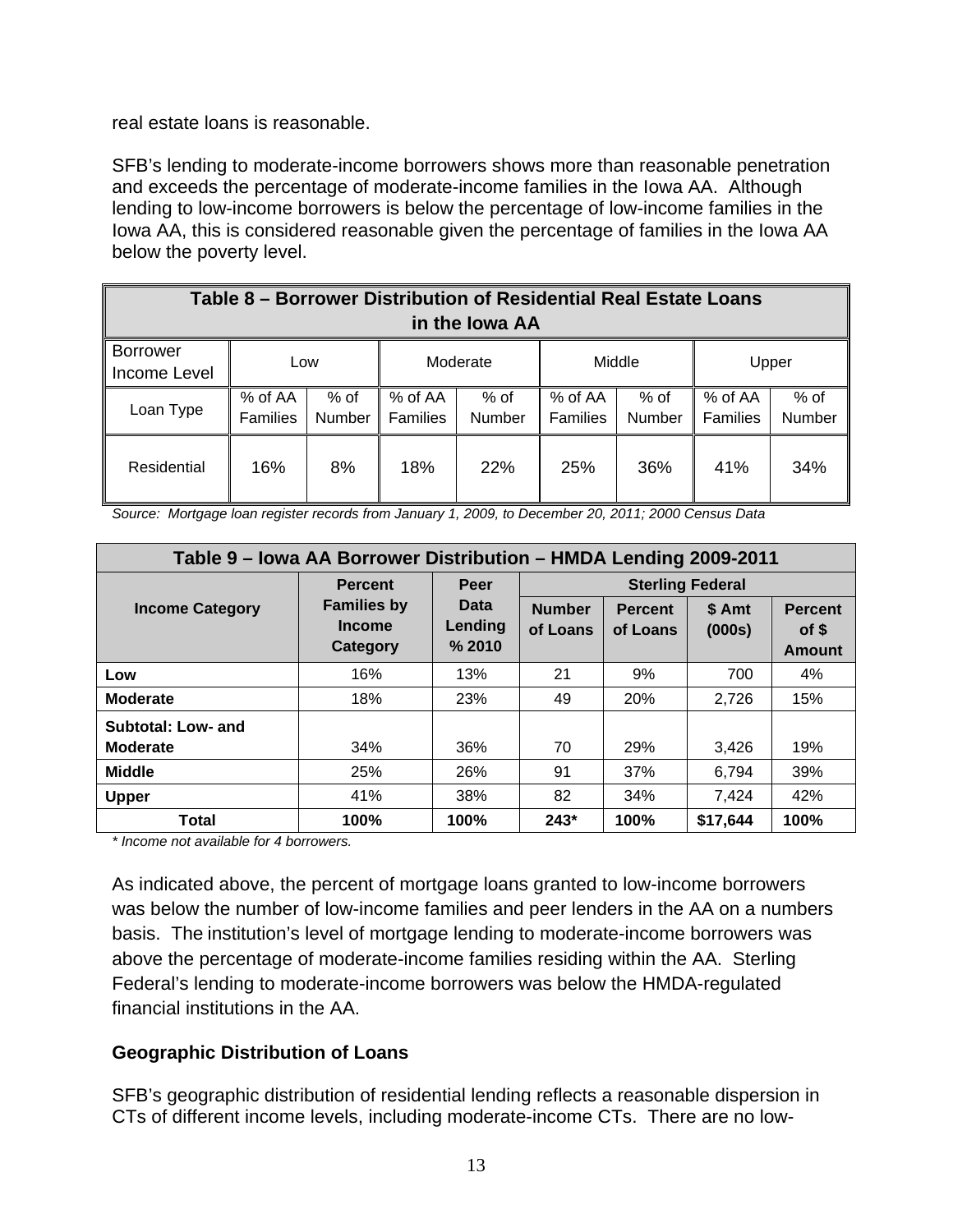real estate loans is reasonable.

SFB's lending to moderate-income borrowers shows more than reasonable penetration and exceeds the percentage of moderate-income families in the Iowa AA. Although lending to low-income borrowers is below the percentage of low-income families in the Iowa AA, this is considered reasonable given the percentage of families in the Iowa AA below the poverty level.

| **Table 8 – Borrower Distribution of Residential Real Estate Loans in the Iowa AA** | | | | | | | | |
|---|---|---|---|---|---|---|---|---|
| Borrower Income Level | Low | | Moderate | | Middle | | Upper | |
| Loan Type | % of AA Families | % of Number | % of AA Families | % of Number | % of AA Families | % of Number | % of AA Families | % of Number |
| Residential | 16% | 8% | 18% | 22% | 25% | 36% | 41% | 34% |

*Source: Mortgage loan register records from January 1, 2009, to December 20, 2011; 2000 Census Data*

| **Table 9 – Iowa AA Borrower Distribution – HMDA Lending 2009-2011** | | | | | | |
|---|---|---|---|---|---|---|
| **Income Category** | **Percent Families by Income Category** | **Peer Data Lending % 2010** | **Sterling Federal** | | | |
| | | | **Number of Loans** | **Percent of Loans** | **\$ Amt (000s)** | **Percent of \$ Amount** |
| **Low** | 16% | 13% | 21 | 9% | 700 | 4% |
| **Moderate** | 18% | 23% | 49 | 20% | 2,726 | 15% |
| **Subtotal: Low- and Moderate** | 34% | 36% | 70 | 29% | 3,426 | 19% |
| **Middle** | 25% | 26% | 91 | 37% | 6,794 | 39% |
| **Upper** | 41% | 38% | 82 | 34% | 7,424 | 42% |
| **Total** | **100%** | **100%** | **243*** | **100%** | **\$17,644** | **100%** |

*\* Income not available for 4 borrowers.*

As indicated above, the percent of mortgage loans granted to low-income borrowers was below the number of low-income families and peer lenders in the AA on a numbers basis. The institution's level of mortgage lending to moderate-income borrowers was above the percentage of moderate-income families residing within the AA. Sterling Federal's lending to moderate-income borrowers was below the HMDA-regulated financial institutions in the AA.

### Geographic Distribution of Loans

SFB's geographic distribution of residential lending reflects a reasonable dispersion in CTs of different income levels, including moderate-income CTs. There are no low-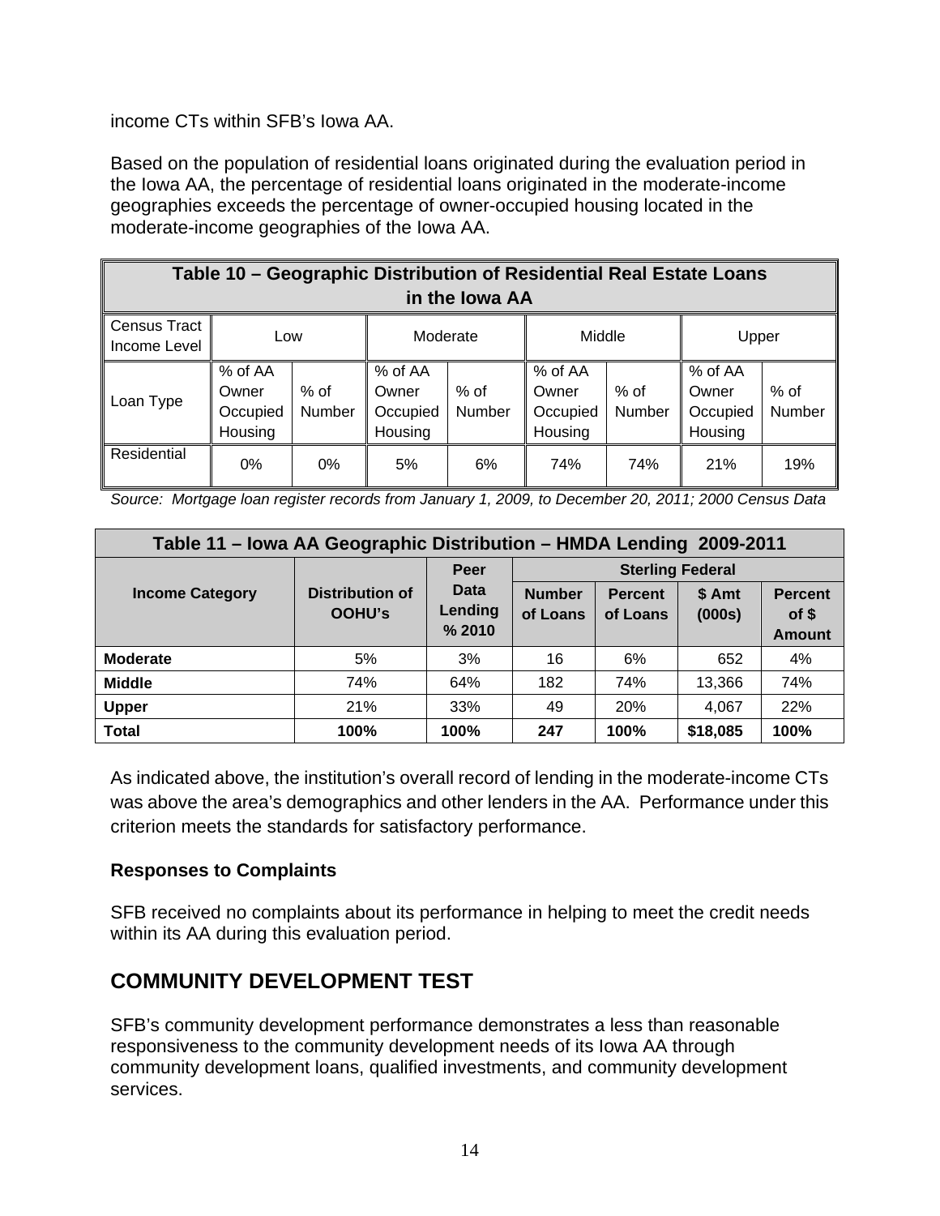income CTs within SFB's Iowa AA.

Based on the population of residential loans originated during the evaluation period in the Iowa AA, the percentage of residential loans originated in the moderate-income geographies exceeds the percentage of owner-occupied housing located in the moderate-income geographies of the Iowa AA.

| **Table 10 – Geographic Distribution of Residential Real Estate Loans in the Iowa AA** | | | | | | | | |
|---|---|---|---|---|---|---|---|---|
| Census Tract Income Level | Low | | Moderate | | Middle | | Upper | |
| Loan Type | % of AA Owner Occupied Housing | % of Number | % of AA Owner Occupied Housing | % of Number | % of AA Owner Occupied Housing | % of Number | % of AA Owner Occupied Housing | % of Number |
| Residential | 0% | 0% | 5% | 6% | 74% | 74% | 21% | 19% |

*Source: Mortgage loan register records from January 1, 2009, to December 20, 2011; 2000 Census Data*

| **Table 11 – Iowa AA Geographic Distribution – HMDA Lending 2009-2011** | | | | | | |
|---|---|---|---|---|---|---|
| **Income Category** | **Distribution of OOHU's** | **Peer Data Lending % 2010** | **Sterling Federal** | | | |
| | | | **Number of Loans** | **Percent of Loans** | **\$ Amt (000s)** | **Percent of \$ Amount** |
| **Moderate** | 5% | 3% | 16 | 6% | 652 | 4% |
| **Middle** | 74% | 64% | 182 | 74% | 13,366 | 74% |
| **Upper** | 21% | 33% | 49 | 20% | 4,067 | 22% |
| **Total** | **100%** | **100%** | **247** | **100%** | **$18,085** | **100%** |

As indicated above, the institution's overall record of lending in the moderate-income CTs was above the area's demographics and other lenders in the AA. Performance under this criterion meets the standards for satisfactory performance.

**Responses to Complaints**

SFB received no complaints about its performance in helping to meet the credit needs within its AA during this evaluation period.

## COMMUNITY DEVELOPMENT TEST

SFB's community development performance demonstrates a less than reasonable responsiveness to the community development needs of its Iowa AA through community development loans, qualified investments, and community development services.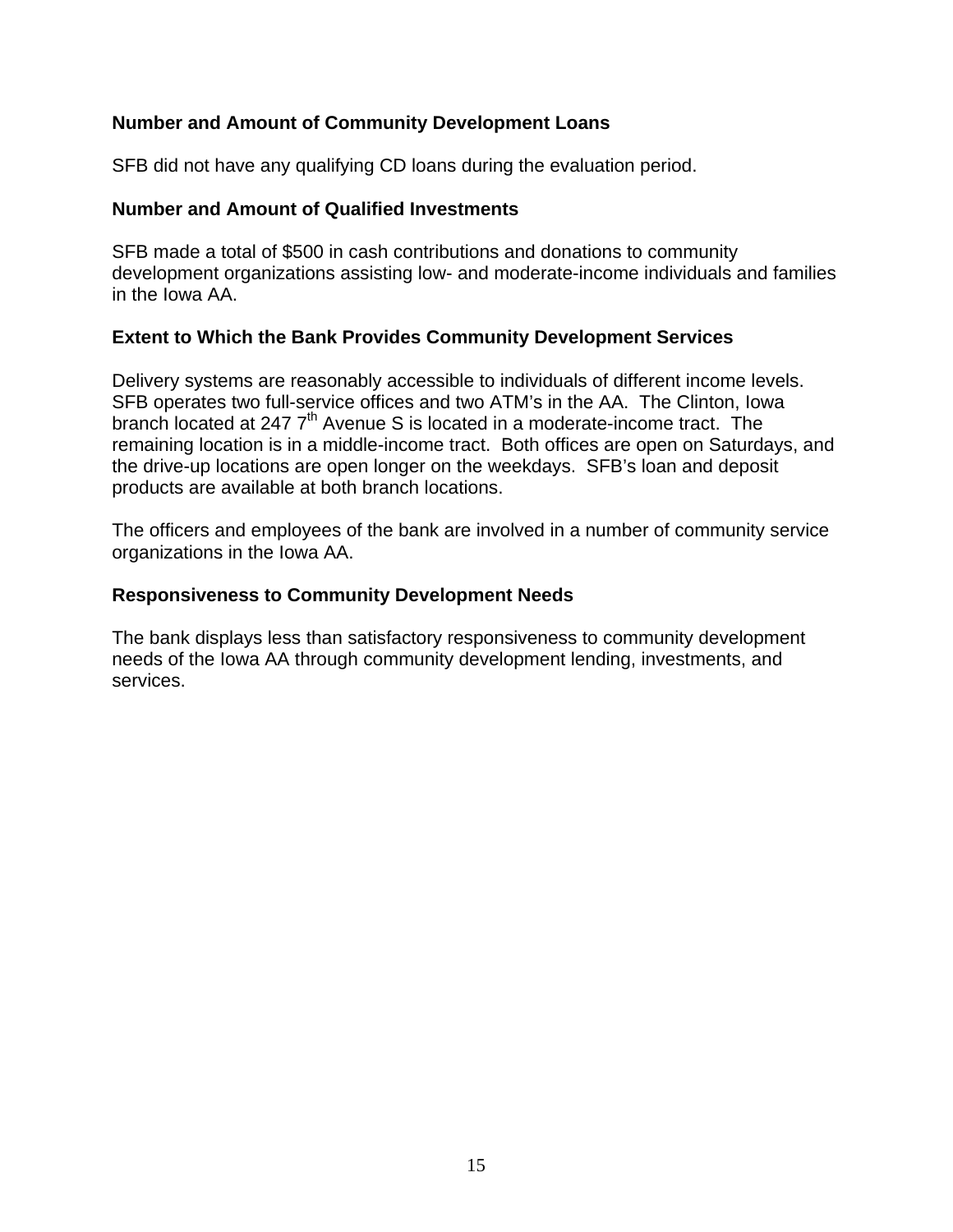### Number and Amount of Community Development Loans

SFB did not have any qualifying CD loans during the evaluation period.

### Number and Amount of Qualified Investments

SFB made a total of $500 in cash contributions and donations to community development organizations assisting low- and moderate-income individuals and families in the Iowa AA.

### Extent to Which the Bank Provides Community Development Services

Delivery systems are reasonably accessible to individuals of different income levels. SFB operates two full-service offices and two ATM's in the AA. The Clinton, Iowa branch located at 247 7th Avenue S is located in a moderate-income tract. The remaining location is in a middle-income tract. Both offices are open on Saturdays, and the drive-up locations are open longer on the weekdays. SFB's loan and deposit products are available at both branch locations.

The officers and employees of the bank are involved in a number of community service organizations in the Iowa AA.

### Responsiveness to Community Development Needs

The bank displays less than satisfactory responsiveness to community development needs of the Iowa AA through community development lending, investments, and services.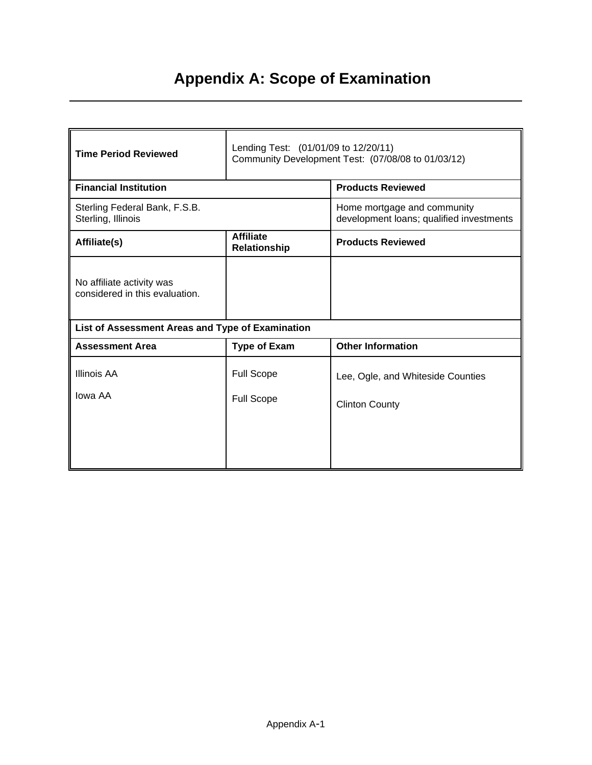# Appendix A: Scope of Examination

| Time Period Reviewed | Lending Test: (01/01/09 to 12/20/11)<br>Community Development Test: (07/08/08 to 01/03/12) | |
|---|---|---|
| **Financial Institution** | | **Products Reviewed** |
| Sterling Federal Bank, F.S.B.<br>Sterling, Illinois | | Home mortgage and community development loans; qualified investments |
| **Affiliate(s)** | **Affiliate Relationship** | **Products Reviewed** |
| No affiliate activity was considered in this evaluation. | | |
| **List of Assessment Areas and Type of Examination** | | |
| **Assessment Area** | **Type of Exam** | **Other Information** |
| Illinois AA | Full Scope | Lee, Ogle, and Whiteside Counties |
| Iowa AA | Full Scope | Clinton County |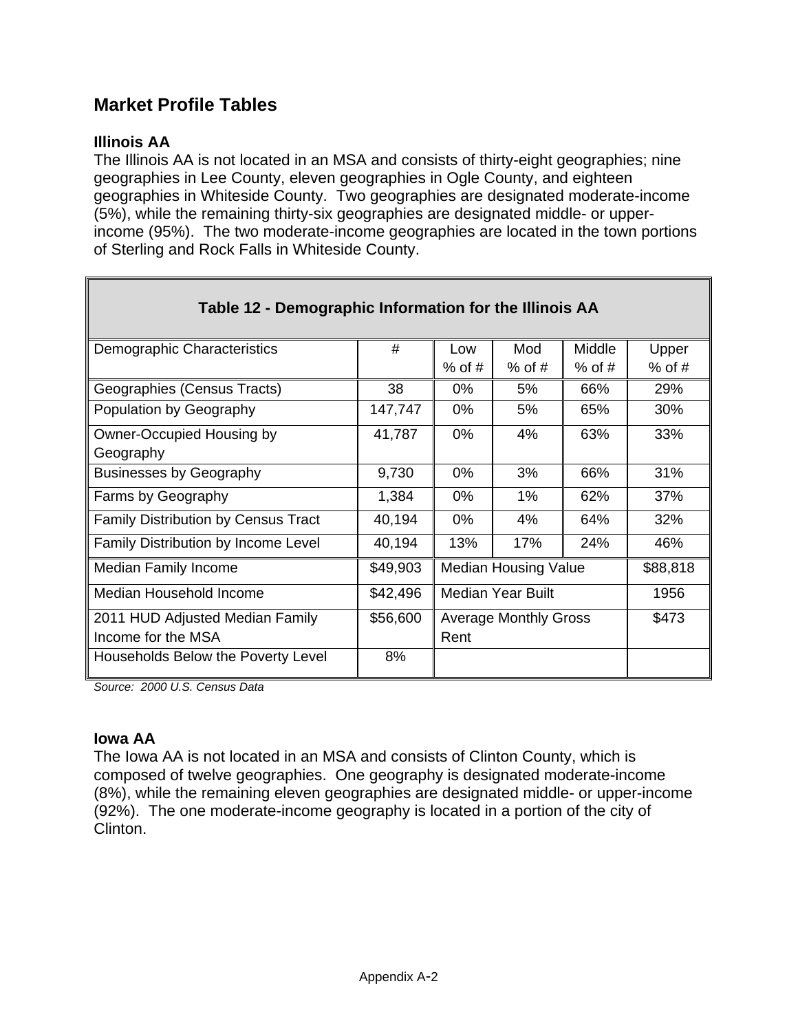## Market Profile Tables

### Illinois AA

The Illinois AA is not located in an MSA and consists of thirty-eight geographies; nine geographies in Lee County, eleven geographies in Ogle County, and eighteen geographies in Whiteside County. Two geographies are designated moderate-income (5%), while the remaining thirty-six geographies are designated middle- or upper-income (95%). The two moderate-income geographies are located in the town portions of Sterling and Rock Falls in Whiteside County.

| Table 12 - Demographic Information for the Illinois AA | | | | | |
|---|---|---|---|---|---|
| Demographic Characteristics | # | Low % of # | Mod % of # | Middle % of # | Upper % of # |
| Geographies (Census Tracts) | 38 | 0% | 5% | 66% | 29% |
| Population by Geography | 147,747 | 0% | 5% | 65% | 30% |
| Owner-Occupied Housing by Geography | 41,787 | 0% | 4% | 63% | 33% |
| Businesses by Geography | 9,730 | 0% | 3% | 66% | 31% |
| Farms by Geography | 1,384 | 0% | 1% | 62% | 37% |
| Family Distribution by Census Tract | 40,194 | 0% | 4% | 64% | 32% |
| Family Distribution by Income Level | 40,194 | 13% | 17% | 24% | 46% |
| Median Family Income | $49,903 | Median Housing Value | | | $88,818 |
| Median Household Income | $42,496 | Median Year Built | | | 1956 |
| 2011 HUD Adjusted Median Family Income for the MSA | $56,600 | Average Monthly Gross Rent | | | $473 |
| Households Below the Poverty Level | 8% | | | | |

*Source: 2000 U.S. Census Data*

### Iowa AA

The Iowa AA is not located in an MSA and consists of Clinton County, which is composed of twelve geographies. One geography is designated moderate-income (8%), while the remaining eleven geographies are designated middle- or upper-income (92%). The one moderate-income geography is located in a portion of the city of Clinton.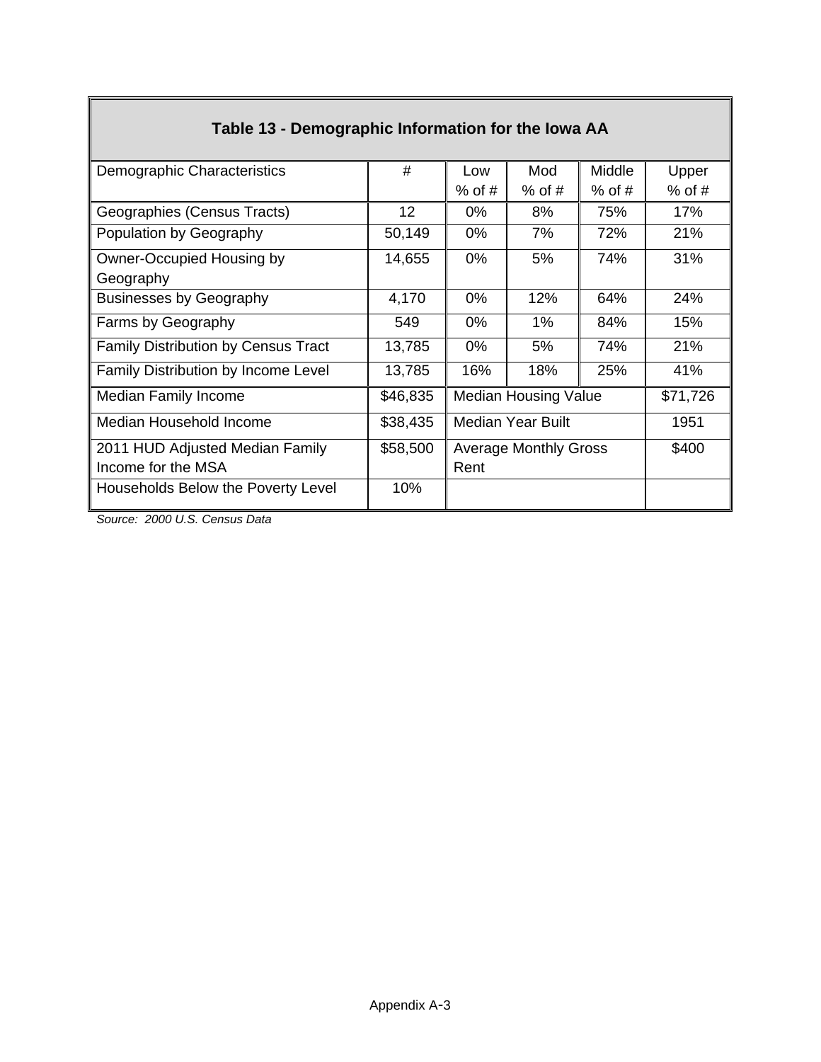| Table 13 - Demographic Information for the Iowa AA | | | | | |
|---|---|---|---|---|---|
| Demographic Characteristics | # | Low % of # | Mod % of # | Middle % of # | Upper % of # |
| Geographies (Census Tracts) | 12 | 0% | 8% | 75% | 17% |
| Population by Geography | 50,149 | 0% | 7% | 72% | 21% |
| Owner-Occupied Housing by Geography | 14,655 | 0% | 5% | 74% | 31% |
| Businesses by Geography | 4,170 | 0% | 12% | 64% | 24% |
| Farms by Geography | 549 | 0% | 1% | 84% | 15% |
| Family Distribution by Census Tract | 13,785 | 0% | 5% | 74% | 21% |
| Family Distribution by Income Level | 13,785 | 16% | 18% | 25% | 41% |
| Median Family Income | $46,835 | Median Housing Value | | | $71,726 |
| Median Household Income | $38,435 | Median Year Built | | | 1951 |
| 2011 HUD Adjusted Median Family Income for the MSA | $58,500 | Average Monthly Gross Rent | | | $400 |
| Households Below the Poverty Level | 10% | | | | |

*Source: 2000 U.S. Census Data*

Appendix A-3